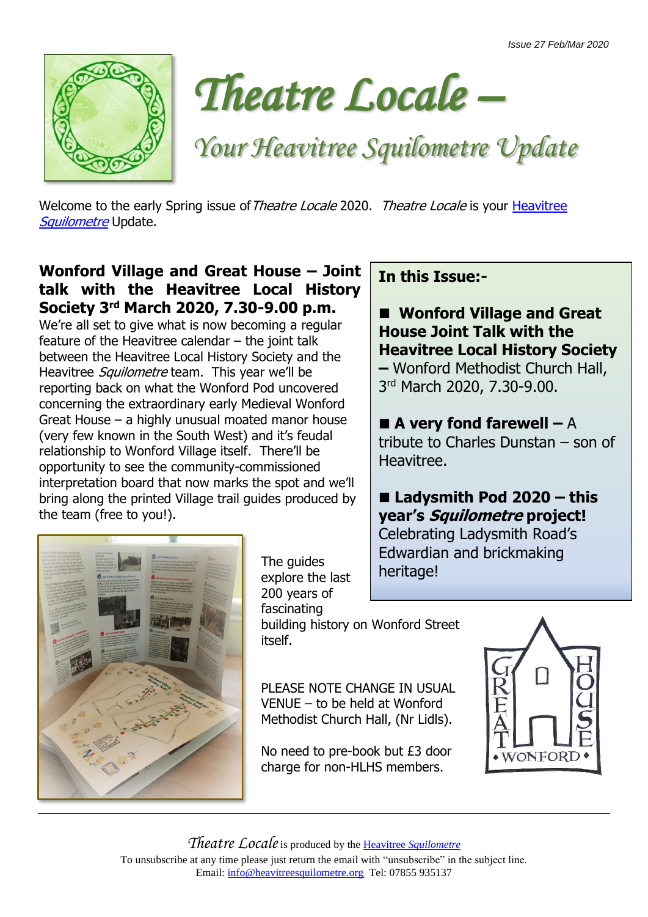*Issue 27 Feb/Mar 2020*

# *Theatre Locale –*

## *Your Heavitree Squilometre Update*

Welcome to the early Spring issue of *Theatre Locale* 2020. *Theatre Locale* is your Heavitree *Squilometre* Update.

### Wonford Village and Great House – Joint talk with the Heavitree Local History Society 3rd March 2020, 7.30-9.00 p.m.

We're all set to give what is now becoming a regular feature of the Heavitree calendar – the joint talk between the Heavitree Local History Society and the Heavitree *Squilometre* team. This year we'll be reporting back on what the Wonford Pod uncovered concerning the extraordinary early Medieval Wonford Great House – a highly unusual moated manor house (very few known in the South West) and it's feudal relationship to Wonford Village itself. There'll be opportunity to see the community-commissioned interpretation board that now marks the spot and we'll bring along the printed Village trail guides produced by the team (free to you!).

The guides explore the last 200 years of fascinating building history on Wonford Street itself.

PLEASE NOTE CHANGE IN USUAL VENUE – to be held at Wonford Methodist Church Hall, (Nr Lidls).

No need to pre-book but £3 door charge for non-HLHS members.

**In this Issue:-**

- **Wonford Village and Great House Joint Talk with the Heavitree Local History Society –** Wonford Methodist Church Hall, 3rd March 2020, 7.30-9.00.
- **A very fond farewell –** A tribute to Charles Dunstan – son of Heavitree.
- **Ladysmith Pod 2020 – this year's *Squilometre* project!** Celebrating Ladysmith Road's Edwardian and brickmaking heritage!

---

*Theatre Locale* is produced by the Heavitree *Squilometre*

To unsubscribe at any time please just return the email with "unsubscribe" in the subject line.
Email: info@heavitreesquilometre.org Tel: 07855 935137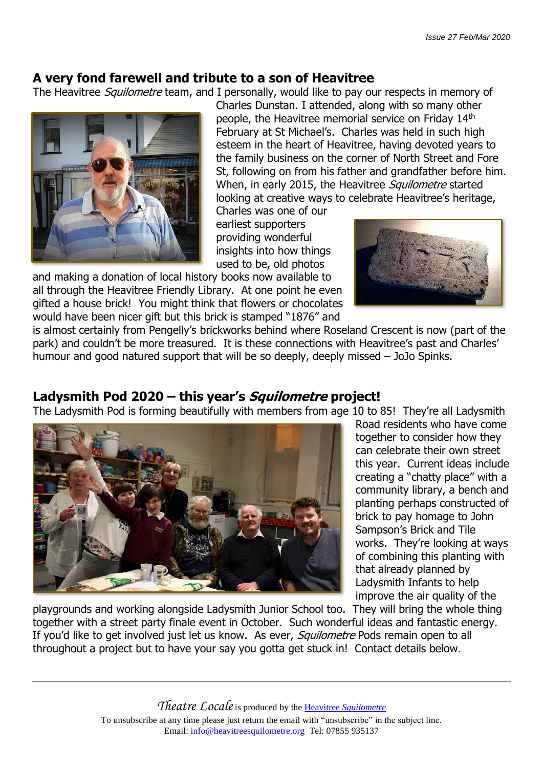## A very fond farewell and tribute to a son of Heavitree

The Heavitree *Squilometre* team, and I personally, would like to pay our respects in memory of Charles Dunstan. I attended, along with so many other people, the Heavitree memorial service on Friday 14th February at St Michael's. Charles was held in such high esteem in the heart of Heavitree, having devoted years to the family business on the corner of North Street and Fore St, following on from his father and grandfather before him. When, in early 2015, the Heavitree *Squilometre* started looking at creative ways to celebrate Heavitree's heritage, Charles was one of our earliest supporters providing wonderful insights into how things used to be, old photos and making a donation of local history books now available to all through the Heavitree Friendly Library. At one point he even gifted a house brick! You might think that flowers or chocolates would have been nicer gift but this brick is stamped "1876" and is almost certainly from Pengelly's brickworks behind where Roseland Crescent is now (part of the park) and couldn't be more treasured. It is these connections with Heavitree's past and Charles' humour and good natured support that will be so deeply, deeply missed – JoJo Spinks.

## Ladysmith Pod 2020 – this year's *Squilometre* project!

The Ladysmith Pod is forming beautifully with members from age 10 to 85! They're all Ladysmith Road residents who have come together to consider how they can celebrate their own street this year. Current ideas include creating a "chatty place" with a community library, a bench and planting perhaps constructed of brick to pay homage to John Sampson's Brick and Tile works. They're looking at ways of combining this planting with that already planned by Ladysmith Infants to help improve the air quality of the playgrounds and working alongside Ladysmith Junior School too. They will bring the whole thing together with a street party finale event in October. Such wonderful ideas and fantastic energy. If you'd like to get involved just let us know. As ever, *Squilometre* Pods remain open to all throughout a project but to have your say you gotta get stuck in! Contact details below.

---

*Theatre Locale* is produced by the Heavitree *Squilometre*
To unsubscribe at any time please just return the email with "unsubscribe" in the subject line.
Email: info@heavitreesquilometre.org Tel: 07855 935137